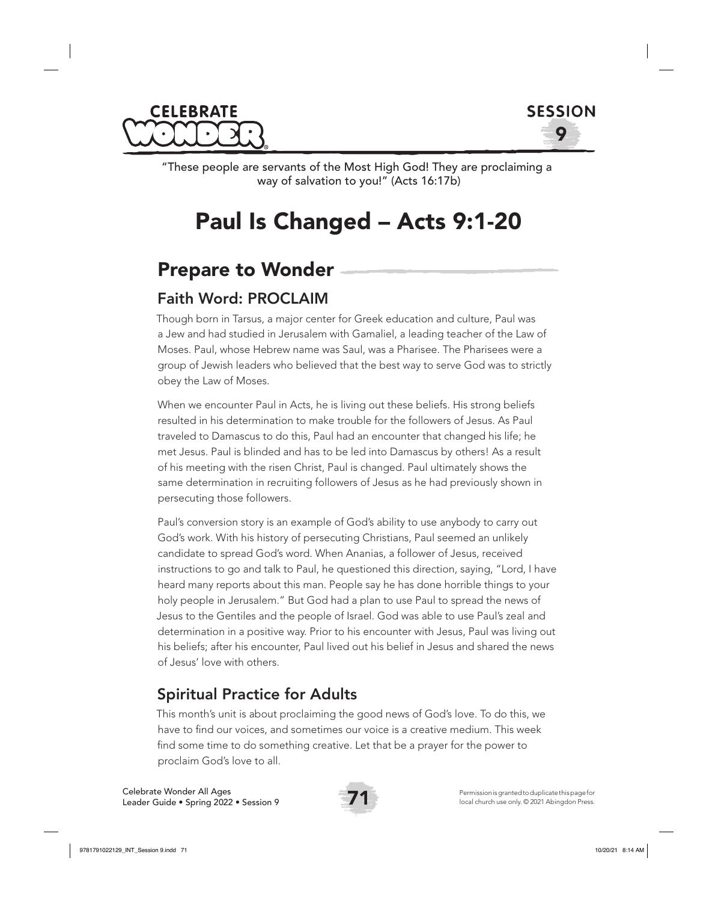"These people are servants of the Most High God! They are proclaiming a way of salvation to you!" (Acts 16:17b)

# Paul Is Changed – Acts 9:1-20

## Prepare to Wonder

### Faith Word: PROCLAIM

Though born in Tarsus, a major center for Greek education and culture, Paul was a Jew and had studied in Jerusalem with Gamaliel, a leading teacher of the Law of Moses. Paul, whose Hebrew name was Saul, was a Pharisee. The Pharisees were a group of Jewish leaders who believed that the best way to serve God was to strictly obey the Law of Moses.

When we encounter Paul in Acts, he is living out these beliefs. His strong beliefs resulted in his determination to make trouble for the followers of Jesus. As Paul traveled to Damascus to do this, Paul had an encounter that changed his life; he met Jesus. Paul is blinded and has to be led into Damascus by others! As a result of his meeting with the risen Christ, Paul is changed. Paul ultimately shows the same determination in recruiting followers of Jesus as he had previously shown in persecuting those followers.

Paul's conversion story is an example of God's ability to use anybody to carry out God's work. With his history of persecuting Christians, Paul seemed an unlikely candidate to spread God's word. When Ananias, a follower of Jesus, received instructions to go and talk to Paul, he questioned this direction, saying, "Lord, I have heard many reports about this man. People say he has done horrible things to your holy people in Jerusalem." But God had a plan to use Paul to spread the news of Jesus to the Gentiles and the people of Israel. God was able to use Paul's zeal and determination in a positive way. Prior to his encounter with Jesus, Paul was living out his beliefs; after his encounter, Paul lived out his belief in Jesus and shared the news of Jesus' love with others.

### Spiritual Practice for Adults

This month's unit is about proclaiming the good news of God's love. To do this, we have to find our voices, and sometimes our voice is a creative medium. This week find some time to do something creative. Let that be a prayer for the power to proclaim God's love to all.

Permission is granted to duplicate this page for local church use only. © 2021 Abingdon Press.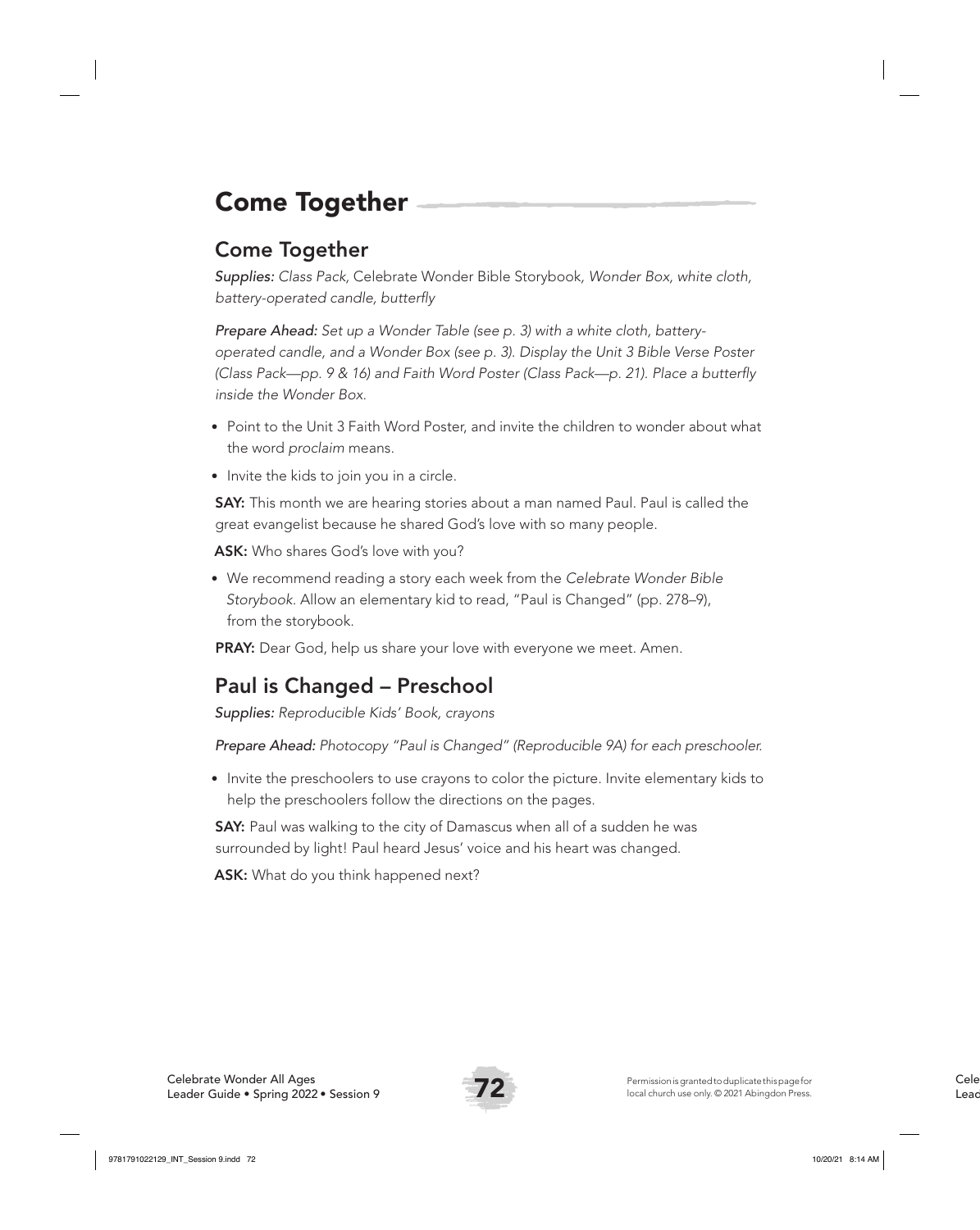# Come Together

## Come Together

*Supplies: Class Pack,* Celebrate Wonder Bible Storybook*, Wonder Box, white cloth, battery-operated candle, butterfly*

*Prepare Ahead: Set up a Wonder Table (see p. 3) with a white cloth, battery-operated candle, and a Wonder Box (see p. 3). Display the Unit 3 Bible Verse Poster (Class Pack—pp. 9 & 16) and Faith Word Poster (Class Pack—p. 21). Place a butterfly inside the Wonder Box.*

- Point to the Unit 3 Faith Word Poster, and invite the children to wonder about what the word *proclaim* means.
- Invite the kids to join you in a circle.

**SAY:** This month we are hearing stories about a man named Paul. Paul is called the great evangelist because he shared God's love with so many people.

**ASK:** Who shares God's love with you?

- We recommend reading a story each week from the *Celebrate Wonder Bible Storybook*. Allow an elementary kid to read, "Paul is Changed" (pp. 278–9), from the storybook.

**PRAY:** Dear God, help us share your love with everyone we meet. Amen.

## Paul is Changed – Preschool

*Supplies: Reproducible Kids' Book, crayons*

*Prepare Ahead: Photocopy "Paul is Changed" (Reproducible 9A) for each preschooler.*

- Invite the preschoolers to use crayons to color the picture. Invite elementary kids to help the preschoolers follow the directions on the pages.

**SAY:** Paul was walking to the city of Damascus when all of a sudden he was surrounded by light! Paul heard Jesus' voice and his heart was changed.

**ASK:** What do you think happened next?

Permission is granted to duplicate this page for local church use only. © 2021 Abingdon Press.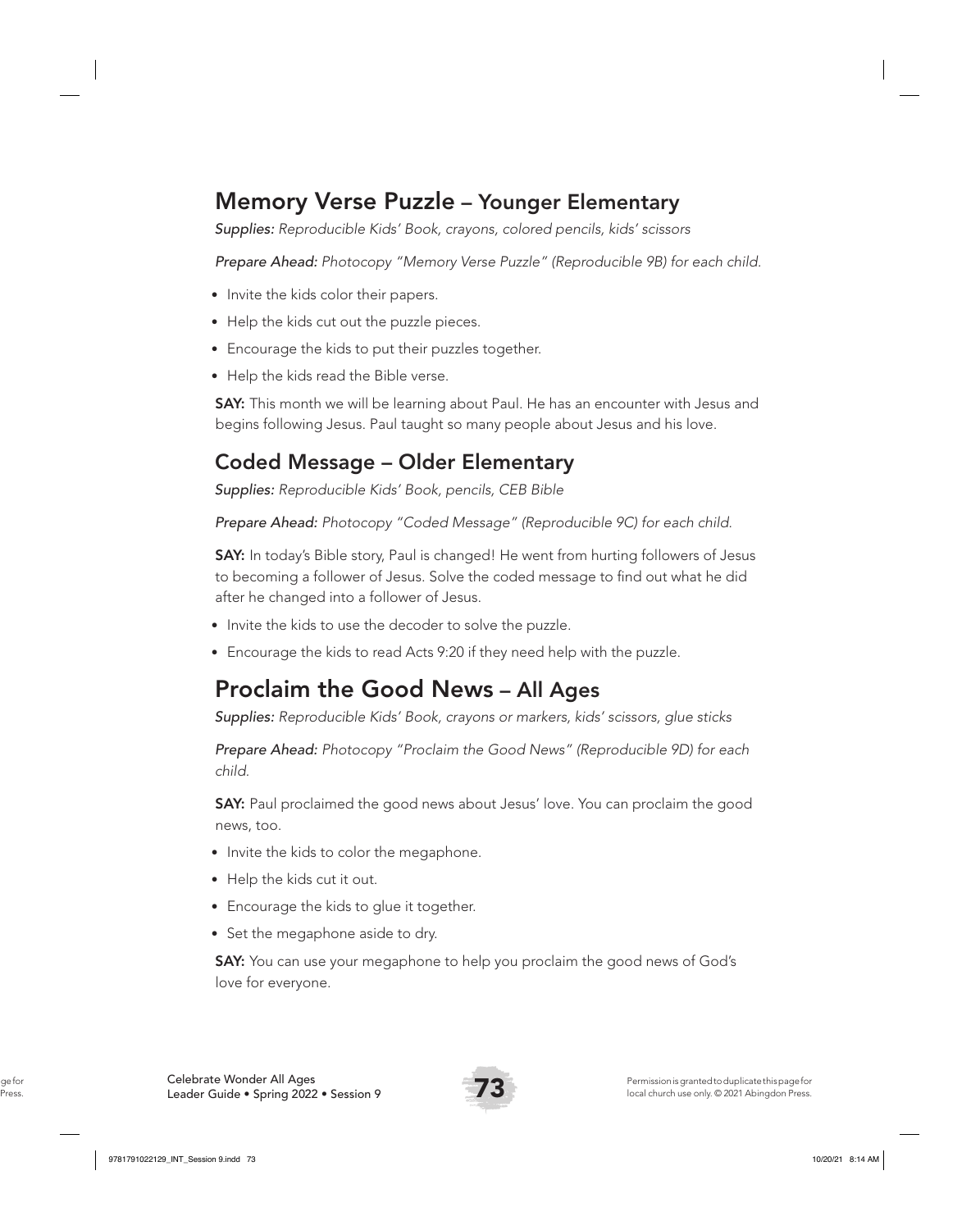## Memory Verse Puzzle – Younger Elementary

*Supplies: Reproducible Kids' Book, crayons, colored pencils, kids' scissors*

*Prepare Ahead: Photocopy "Memory Verse Puzzle" (Reproducible 9B) for each child.*

- Invite the kids color their papers.
- Help the kids cut out the puzzle pieces.
- Encourage the kids to put their puzzles together.
- Help the kids read the Bible verse.

**SAY:** This month we will be learning about Paul. He has an encounter with Jesus and begins following Jesus. Paul taught so many people about Jesus and his love.

## Coded Message – Older Elementary

*Supplies: Reproducible Kids' Book, pencils, CEB Bible*

*Prepare Ahead: Photocopy "Coded Message" (Reproducible 9C) for each child.*

**SAY:** In today's Bible story, Paul is changed! He went from hurting followers of Jesus to becoming a follower of Jesus. Solve the coded message to find out what he did after he changed into a follower of Jesus.

- Invite the kids to use the decoder to solve the puzzle.
- Encourage the kids to read Acts 9:20 if they need help with the puzzle.

## Proclaim the Good News – All Ages

*Supplies: Reproducible Kids' Book, crayons or markers, kids' scissors, glue sticks*

*Prepare Ahead: Photocopy "Proclaim the Good News" (Reproducible 9D) for each child.*

**SAY:** Paul proclaimed the good news about Jesus' love. You can proclaim the good news, too.

- Invite the kids to color the megaphone.
- Help the kids cut it out.
- Encourage the kids to glue it together.
- Set the megaphone aside to dry.

**SAY:** You can use your megaphone to help you proclaim the good news of God's love for everyone.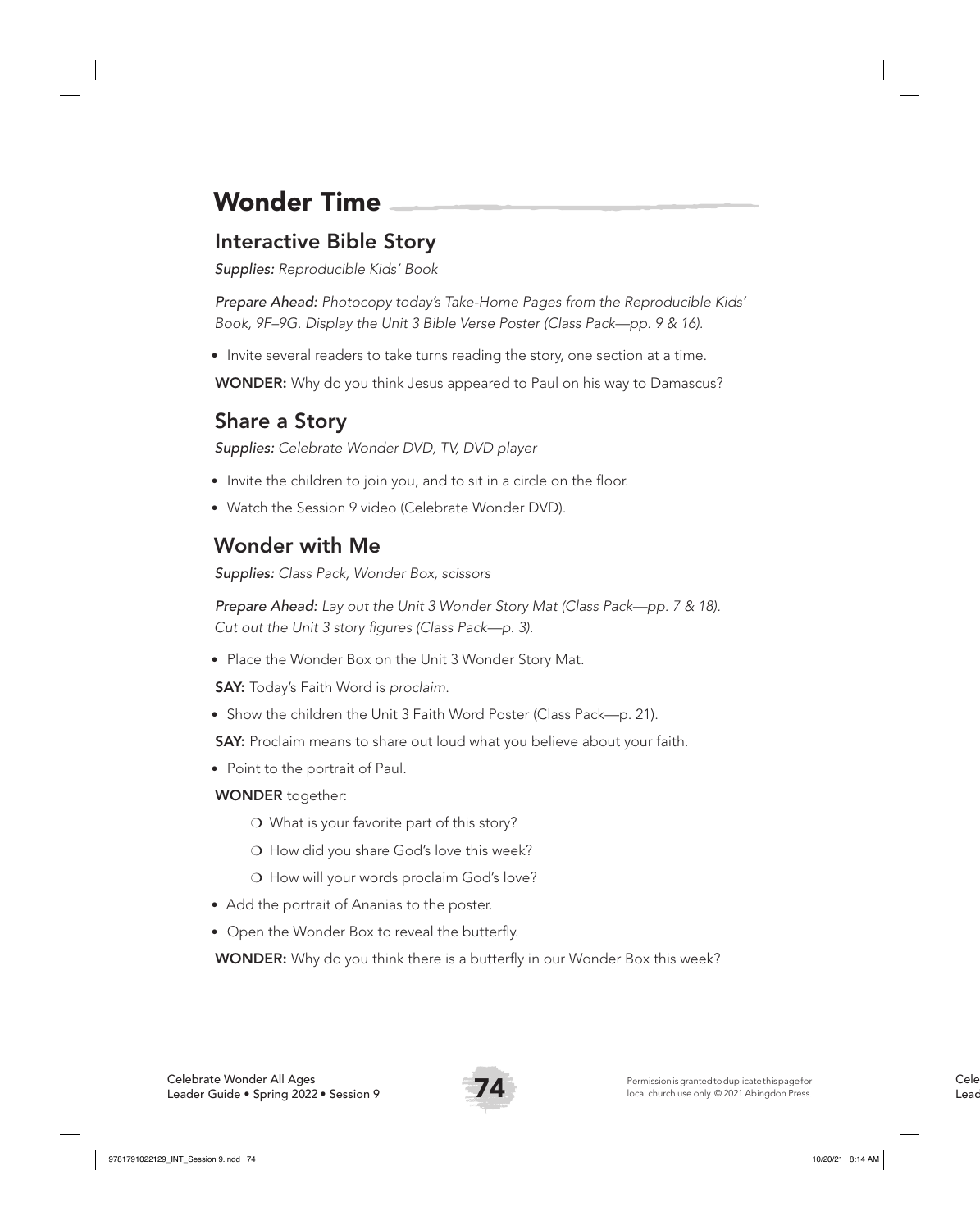# Wonder Time

## Interactive Bible Story

*Supplies:* *Reproducible Kids' Book*

*Prepare Ahead:* *Photocopy today's Take-Home Pages from the Reproducible Kids' Book, 9F–9G. Display the Unit 3 Bible Verse Poster (Class Pack—pp. 9 & 16).*

- Invite several readers to take turns reading the story, one section at a time.

**WONDER:** Why do you think Jesus appeared to Paul on his way to Damascus?

## Share a Story

*Supplies:* *Celebrate Wonder DVD, TV, DVD player*

- Invite the children to join you, and to sit in a circle on the floor.
- Watch the Session 9 video (Celebrate Wonder DVD).

## Wonder with Me

*Supplies:* *Class Pack, Wonder Box, scissors*

*Prepare Ahead:* *Lay out the Unit 3 Wonder Story Mat (Class Pack—pp. 7 & 18). Cut out the Unit 3 story figures (Class Pack—p. 3).*

- Place the Wonder Box on the Unit 3 Wonder Story Mat.

**SAY:** Today's Faith Word is *proclaim.*

- Show the children the Unit 3 Faith Word Poster (Class Pack—p. 21).

**SAY:** Proclaim means to share out loud what you believe about your faith.

- Point to the portrait of Paul.

**WONDER** together:

- ❍ What is your favorite part of this story?
- ❍ How did you share God's love this week?
- ❍ How will your words proclaim God's love?

- Add the portrait of Ananias to the poster.
- Open the Wonder Box to reveal the butterfly.

**WONDER:** Why do you think there is a butterfly in our Wonder Box this week?

Permission is granted to duplicate this page for local church use only. © 2021 Abingdon Press.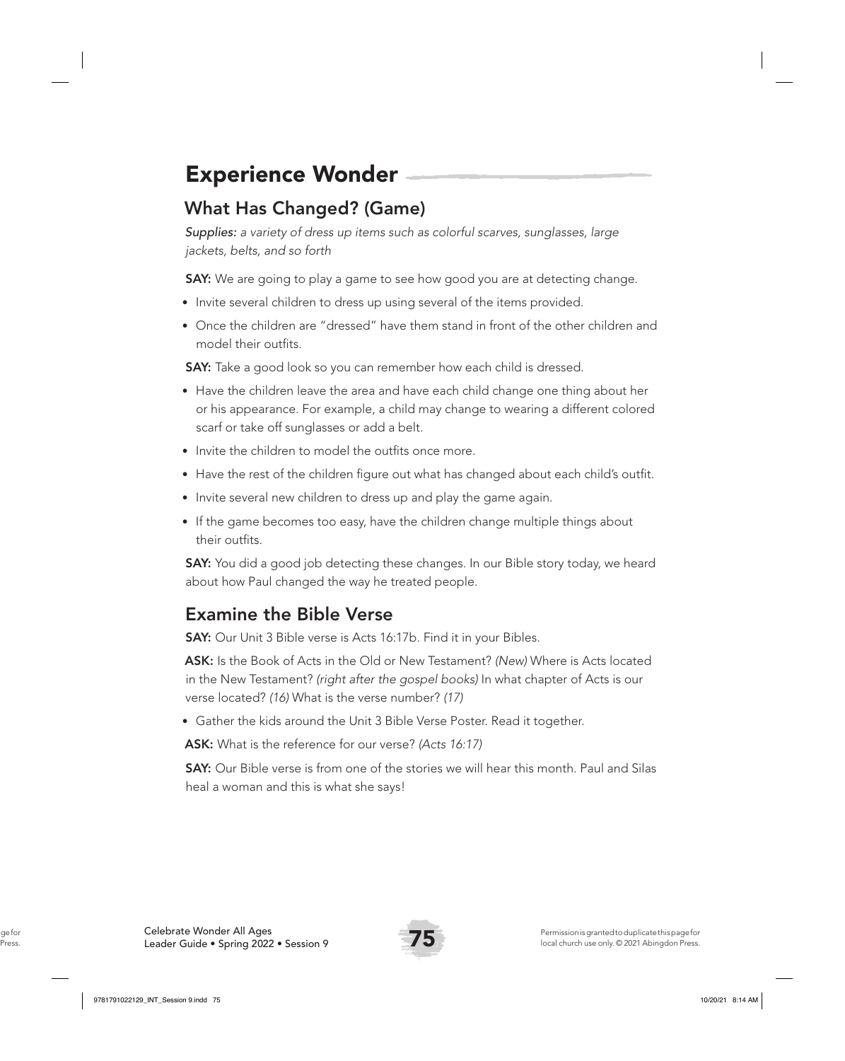# Experience Wonder

## What Has Changed? (Game)

*Supplies: a variety of dress up items such as colorful scarves, sunglasses, large jackets, belts, and so forth*

**SAY:** We are going to play a game to see how good you are at detecting change.

- Invite several children to dress up using several of the items provided.
- Once the children are "dressed" have them stand in front of the other children and model their outfits.

**SAY:** Take a good look so you can remember how each child is dressed.

- Have the children leave the area and have each child change one thing about her or his appearance. For example, a child may change to wearing a different colored scarf or take off sunglasses or add a belt.
- Invite the children to model the outfits once more.
- Have the rest of the children figure out what has changed about each child's outfit.
- Invite several new children to dress up and play the game again.
- If the game becomes too easy, have the children change multiple things about their outfits.

**SAY:** You did a good job detecting these changes. In our Bible story today, we heard about how Paul changed the way he treated people.

## Examine the Bible Verse

**SAY:** Our Unit 3 Bible verse is Acts 16:17b. Find it in your Bibles.

**ASK:** Is the Book of Acts in the Old or New Testament? *(New)* Where is Acts located in the New Testament? *(right after the gospel books)* In what chapter of Acts is our verse located? *(16)* What is the verse number? *(17)*

- Gather the kids around the Unit 3 Bible Verse Poster. Read it together.

**ASK:** What is the reference for our verse? *(Acts 16:17)*

**SAY:** Our Bible verse is from one of the stories we will hear this month. Paul and Silas heal a woman and this is what she says!

Permission is granted to duplicate this page for local church use only. © 2021 Abingdon Press.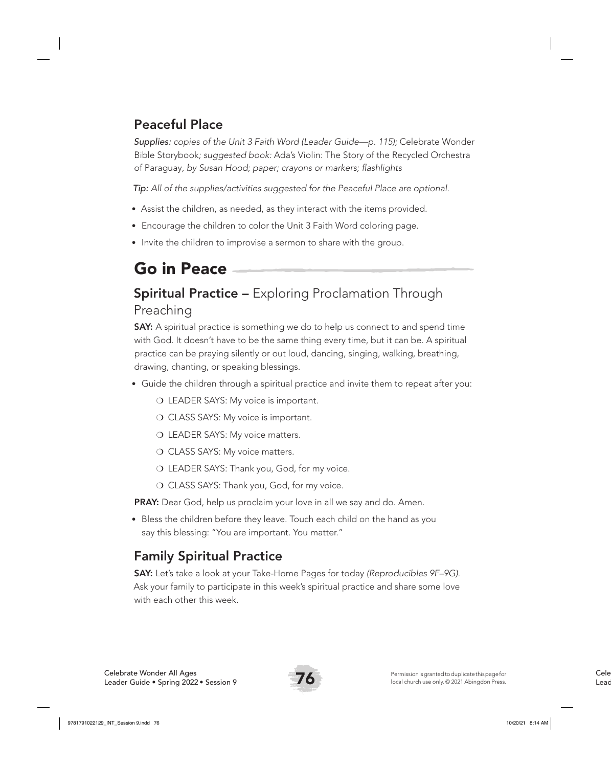## Peaceful Place

*Supplies: copies of the Unit 3 Faith Word (Leader Guide—p. 115);* Celebrate Wonder Bible Storybook*; suggested book:* Ada's Violin: The Story of the Recycled Orchestra of Paraguay, *by Susan Hood; paper; crayons or markers; flashlights*

*Tip: All of the supplies/activities suggested for the Peaceful Place are optional.*

- Assist the children, as needed, as they interact with the items provided.
- Encourage the children to color the Unit 3 Faith Word coloring page.
- Invite the children to improvise a sermon to share with the group.

# Go in Peace

## **Spiritual Practice –** Exploring Proclamation Through Preaching

**SAY:** A spiritual practice is something we do to help us connect to and spend time with God. It doesn't have to be the same thing every time, but it can be. A spiritual practice can be praying silently or out loud, dancing, singing, walking, breathing, drawing, chanting, or speaking blessings.

- Guide the children through a spiritual practice and invite them to repeat after you:
  - LEADER SAYS: My voice is important.
  - CLASS SAYS: My voice is important.
  - LEADER SAYS: My voice matters.
  - CLASS SAYS: My voice matters.
  - LEADER SAYS: Thank you, God, for my voice.
  - CLASS SAYS: Thank you, God, for my voice.

**PRAY:** Dear God, help us proclaim your love in all we say and do. Amen.

- Bless the children before they leave. Touch each child on the hand as you say this blessing: "You are important. You matter."

## Family Spiritual Practice

**SAY:** Let's take a look at your Take-Home Pages for today *(Reproducibles 9F–9G)*. Ask your family to participate in this week's spiritual practice and share some love with each other this week.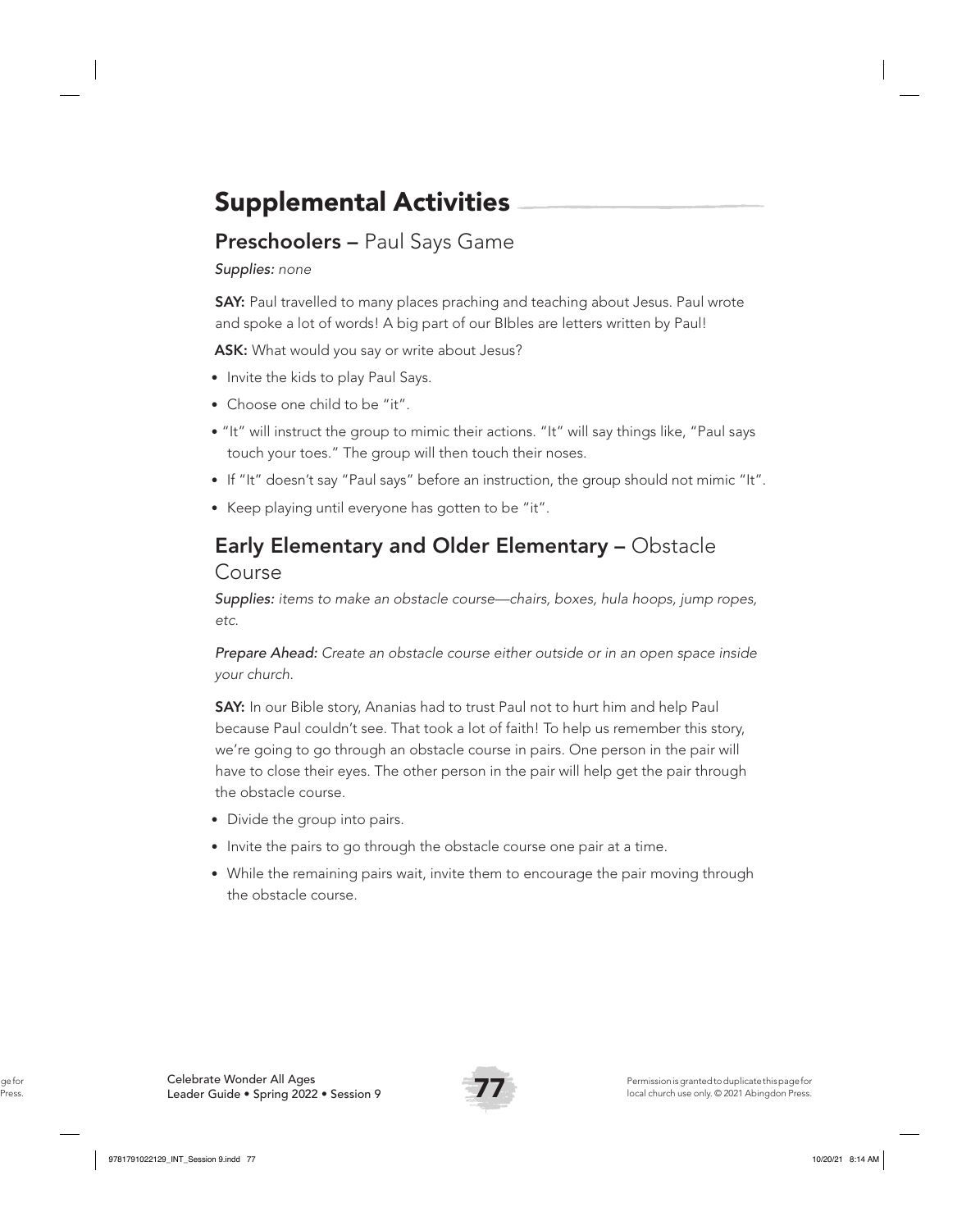# Supplemental Activities

## Preschoolers – Paul Says Game

*Supplies: none*

**SAY:** Paul travelled to many places praching and teaching about Jesus. Paul wrote and spoke a lot of words! A big part of our BIbles are letters written by Paul!

**ASK:** What would you say or write about Jesus?

- Invite the kids to play Paul Says.
- Choose one child to be "it".
- "It" will instruct the group to mimic their actions. "It" will say things like, "Paul says touch your toes." The group will then touch their noses.
- If "It" doesn't say "Paul says" before an instruction, the group should not mimic "It".
- Keep playing until everyone has gotten to be "it".

## Early Elementary and Older Elementary – Obstacle Course

*Supplies: items to make an obstacle course—chairs, boxes, hula hoops, jump ropes, etc.*

*Prepare Ahead: Create an obstacle course either outside or in an open space inside your church.*

**SAY:** In our Bible story, Ananias had to trust Paul not to hurt him and help Paul because Paul couldn't see. That took a lot of faith! To help us remember this story, we're going to go through an obstacle course in pairs. One person in the pair will have to close their eyes. The other person in the pair will help get the pair through the obstacle course.

- Divide the group into pairs.
- Invite the pairs to go through the obstacle course one pair at a time.
- While the remaining pairs wait, invite them to encourage the pair moving through the obstacle course.

Permission is granted to duplicate this page for local church use only. © 2021 Abingdon Press.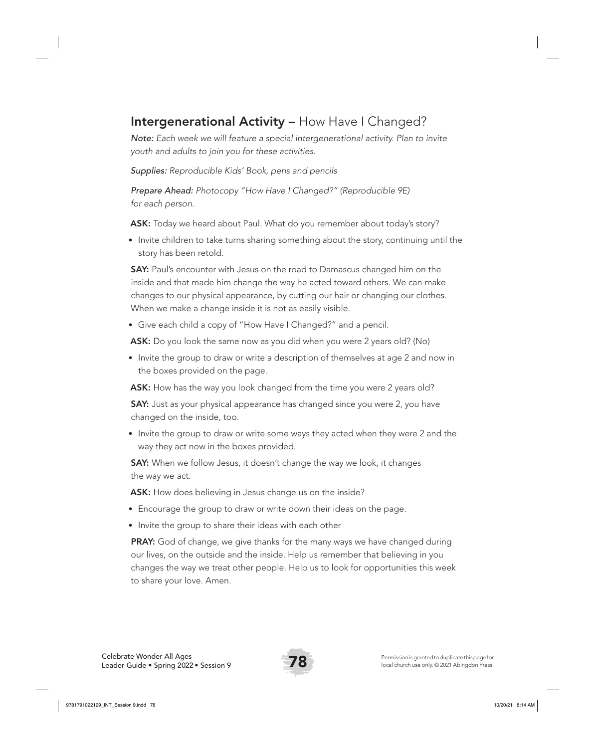## **Intergenerational Activity –** How Have I Changed?

*Note: Each week we will feature a special intergenerational activity. Plan to invite youth and adults to join you for these activities.*

*Supplies: Reproducible Kids' Book, pens and pencils*

*Prepare Ahead: Photocopy "How Have I Changed?" (Reproducible 9E) for each person.*

**ASK:** Today we heard about Paul. What do you remember about today's story?

- Invite children to take turns sharing something about the story, continuing until the story has been retold.

**SAY:** Paul's encounter with Jesus on the road to Damascus changed him on the inside and that made him change the way he acted toward others. We can make changes to our physical appearance, by cutting our hair or changing our clothes. When we make a change inside it is not as easily visible.

- Give each child a copy of "How Have I Changed?" and a pencil.

**ASK:** Do you look the same now as you did when you were 2 years old? (No)

- Invite the group to draw or write a description of themselves at age 2 and now in the boxes provided on the page.

**ASK:** How has the way you look changed from the time you were 2 years old?

**SAY:** Just as your physical appearance has changed since you were 2, you have changed on the inside, too.

- Invite the group to draw or write some ways they acted when they were 2 and the way they act now in the boxes provided.

**SAY:** When we follow Jesus, it doesn't change the way we look, it changes the way we act.

**ASK:** How does believing in Jesus change us on the inside?

- Encourage the group to draw or write down their ideas on the page.
- Invite the group to share their ideas with each other

**PRAY:** God of change, we give thanks for the many ways we have changed during our lives, on the outside and the inside. Help us remember that believing in you changes the way we treat other people. Help us to look for opportunities this week to share your love. Amen.

Permission is granted to duplicate this page for local church use only. © 2021 Abingdon Press.